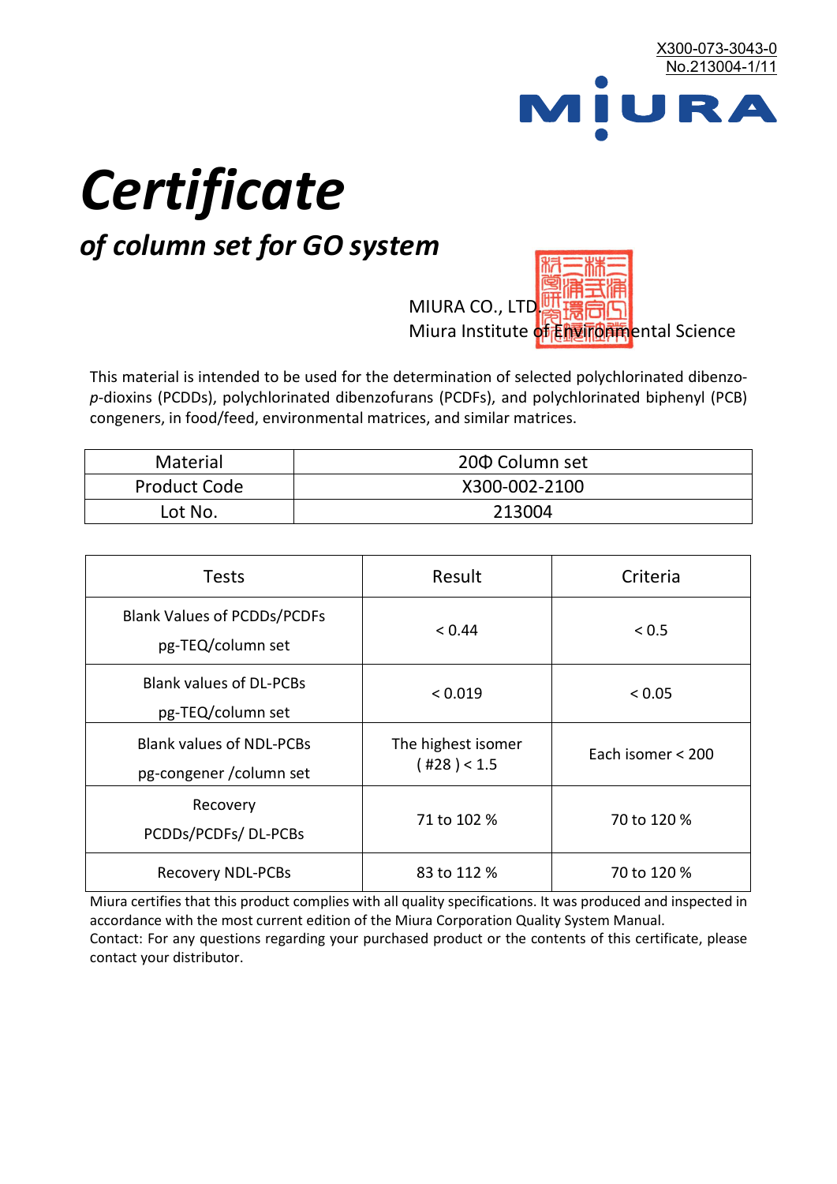X300-073-3043-0
No.213004-1/11

MIURA

# *Certificate*

## *of column set for GO system*

MIURA CO., LTD.
Miura Institute of Environmental Science

This material is intended to be used for the determination of selected polychlorinated dibenzo-*p*-dioxins (PCDDs), polychlorinated dibenzofurans (PCDFs), and polychlorinated biphenyl (PCB) congeners, in food/feed, environmental matrices, and similar matrices.

| Material | 20Φ Column set |
|---|---|
| Product Code | X300-002-2100 |
| Lot No. | 213004 |

| Tests | Result | Criteria |
|---|---|---|
| Blank Values of PCDDs/PCDFs pg-TEQ/column set | < 0.44 | < 0.5 |
| Blank values of DL-PCBs pg-TEQ/column set | < 0.019 | < 0.05 |
| Blank values of NDL-PCBs pg-congener /column set | The highest isomer ( #28 ) < 1.5 | Each isomer < 200 |
| Recovery PCDDs/PCDFs/ DL-PCBs | 71 to 102 % | 70 to 120 % |
| Recovery NDL-PCBs | 83 to 112 % | 70 to 120 % |

Miura certifies that this product complies with all quality specifications. It was produced and inspected in accordance with the most current edition of the Miura Corporation Quality System Manual.
Contact: For any questions regarding your purchased product or the contents of this certificate, please contact your distributor.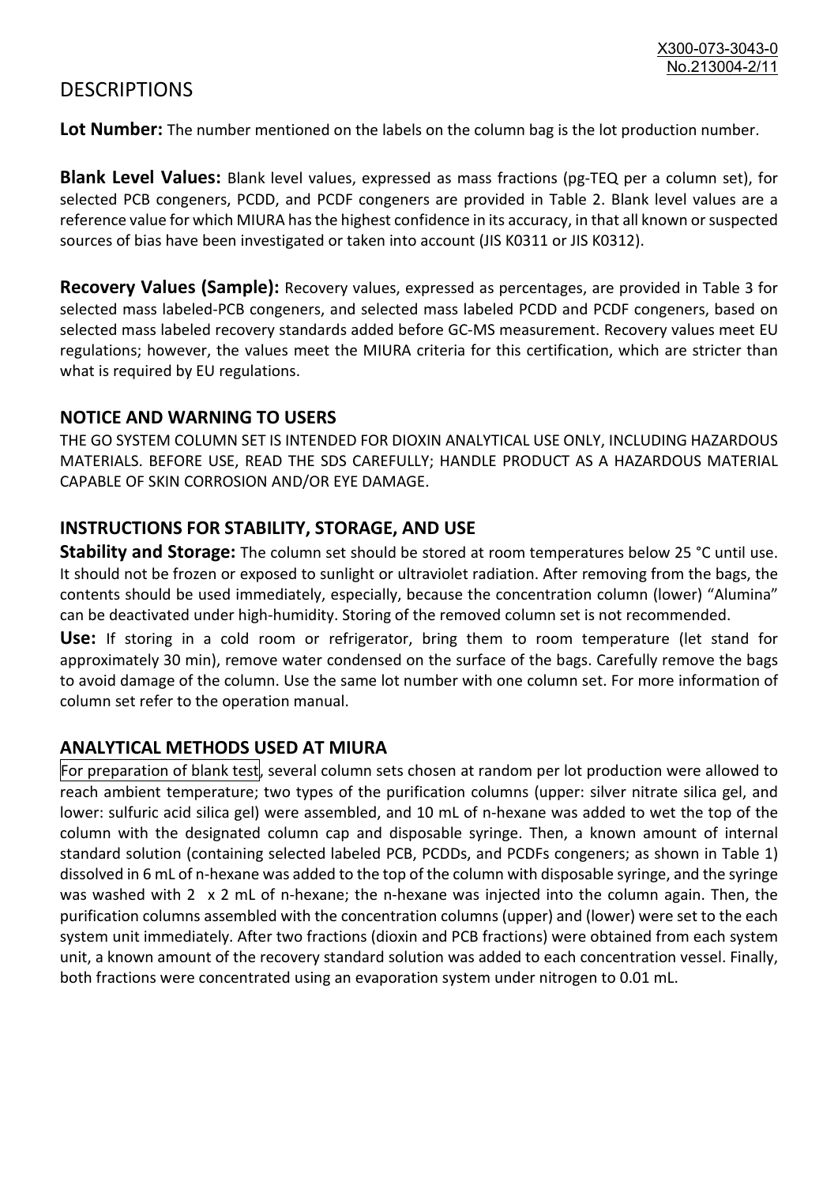# DESCRIPTIONS

**Lot Number:** The number mentioned on the labels on the column bag is the lot production number.

**Blank Level Values:** Blank level values, expressed as mass fractions (pg-TEQ per a column set), for selected PCB congeners, PCDD, and PCDF congeners are provided in Table 2. Blank level values are a reference value for which MIURA has the highest confidence in its accuracy, in that all known or suspected sources of bias have been investigated or taken into account (JIS K0311 or JIS K0312).

**Recovery Values (Sample):** Recovery values, expressed as percentages, are provided in Table 3 for selected mass labeled-PCB congeners, and selected mass labeled PCDD and PCDF congeners, based on selected mass labeled recovery standards added before GC-MS measurement. Recovery values meet EU regulations; however, the values meet the MIURA criteria for this certification, which are stricter than what is required by EU regulations.

## NOTICE AND WARNING TO USERS

THE GO SYSTEM COLUMN SET IS INTENDED FOR DIOXIN ANALYTICAL USE ONLY, INCLUDING HAZARDOUS MATERIALS. BEFORE USE, READ THE SDS CAREFULLY; HANDLE PRODUCT AS A HAZARDOUS MATERIAL CAPABLE OF SKIN CORROSION AND/OR EYE DAMAGE.

## INSTRUCTIONS FOR STABILITY, STORAGE, AND USE

**Stability and Storage:** The column set should be stored at room temperatures below 25 °C until use. It should not be frozen or exposed to sunlight or ultraviolet radiation. After removing from the bags, the contents should be used immediately, especially, because the concentration column (lower) “Alumina” can be deactivated under high-humidity. Storing of the removed column set is not recommended.

**Use:** If storing in a cold room or refrigerator, bring them to room temperature (let stand for approximately 30 min), remove water condensed on the surface of the bags. Carefully remove the bags to avoid damage of the column. Use the same lot number with one column set. For more information of column set refer to the operation manual.

## ANALYTICAL METHODS USED AT MIURA

For preparation of blank test, several column sets chosen at random per lot production were allowed to reach ambient temperature; two types of the purification columns (upper: silver nitrate silica gel, and lower: sulfuric acid silica gel) were assembled, and 10 mL of n-hexane was added to wet the top of the column with the designated column cap and disposable syringe. Then, a known amount of internal standard solution (containing selected labeled PCB, PCDDs, and PCDFs congeners; as shown in Table 1) dissolved in 6 mL of n-hexane was added to the top of the column with disposable syringe, and the syringe was washed with 2 x 2 mL of n-hexane; the n-hexane was injected into the column again. Then, the purification columns assembled with the concentration columns (upper) and (lower) were set to the each system unit immediately. After two fractions (dioxin and PCB fractions) were obtained from each system unit, a known amount of the recovery standard solution was added to each concentration vessel. Finally, both fractions were concentrated using an evaporation system under nitrogen to 0.01 mL.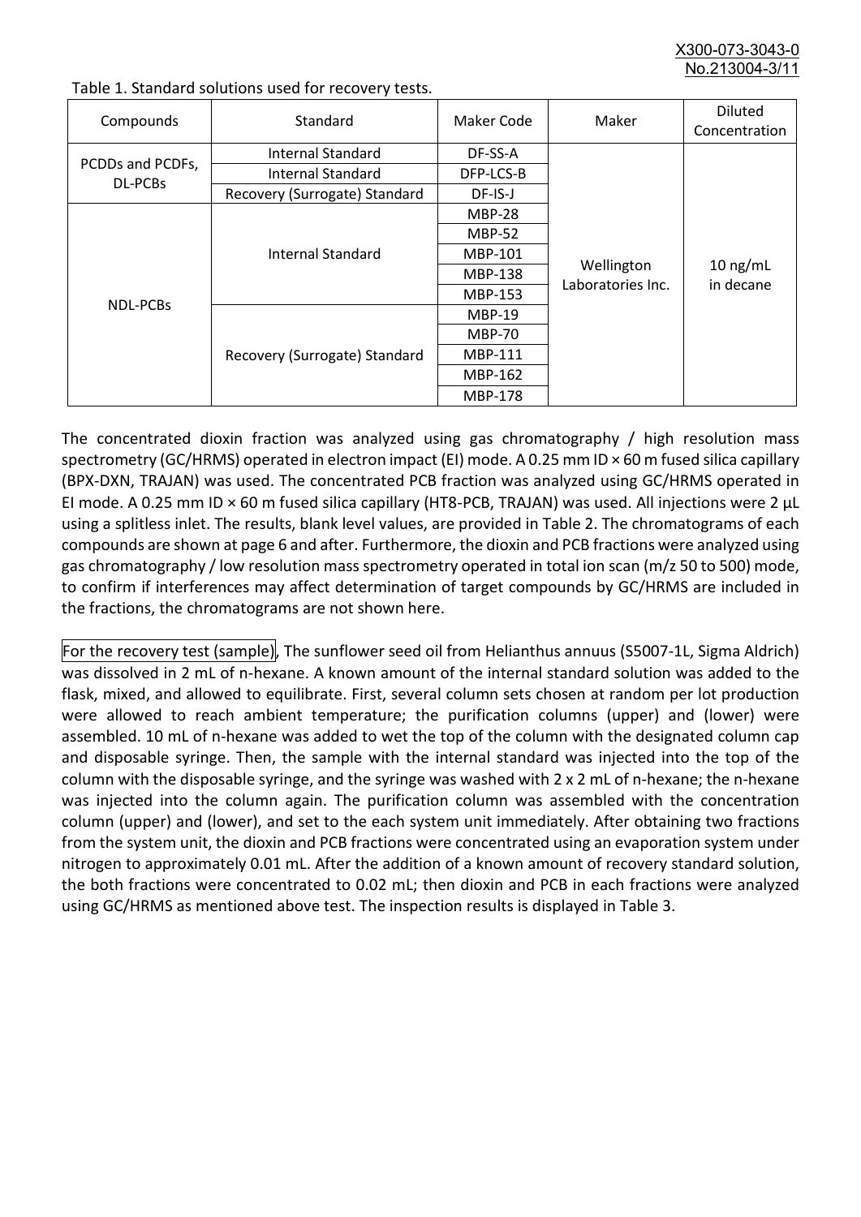Table 1. Standard solutions used for recovery tests.

| Compounds | Standard | Maker Code | Maker | Diluted Concentration |
|---|---|---|---|---|
| PCDDs and PCDFs, DL-PCBs | Internal Standard | DF-SS-A | Wellington Laboratories Inc. | 10 ng/mL in decane |
| | Internal Standard | DFP-LCS-B | | |
| | Recovery (Surrogate) Standard | DF-IS-J | | |
| NDL-PCBs | Internal Standard | MBP-28 | | |
| | | MBP-52 | | |
| | | MBP-101 | | |
| | | MBP-138 | | |
| | | MBP-153 | | |
| | Recovery (Surrogate) Standard | MBP-19 | | |
| | | MBP-70 | | |
| | | MBP-111 | | |
| | | MBP-162 | | |
| | | MBP-178 | | |

The concentrated dioxin fraction was analyzed using gas chromatography / high resolution mass spectrometry (GC/HRMS) operated in electron impact (EI) mode. A 0.25 mm ID × 60 m fused silica capillary (BPX-DXN, TRAJAN) was used. The concentrated PCB fraction was analyzed using GC/HRMS operated in EI mode. A 0.25 mm ID × 60 m fused silica capillary (HT8-PCB, TRAJAN) was used. All injections were 2 µL using a splitless inlet. The results, blank level values, are provided in Table 2. The chromatograms of each compounds are shown at page 6 and after. Furthermore, the dioxin and PCB fractions were analyzed using gas chromatography / low resolution mass spectrometry operated in total ion scan (m/z 50 to 500) mode, to confirm if interferences may affect determination of target compounds by GC/HRMS are included in the fractions, the chromatograms are not shown here.

For the recovery test (sample), The sunflower seed oil from Helianthus annuus (S5007-1L, Sigma Aldrich) was dissolved in 2 mL of n-hexane. A known amount of the internal standard solution was added to the flask, mixed, and allowed to equilibrate. First, several column sets chosen at random per lot production were allowed to reach ambient temperature; the purification columns (upper) and (lower) were assembled. 10 mL of n-hexane was added to wet the top of the column with the designated column cap and disposable syringe. Then, the sample with the internal standard was injected into the top of the column with the disposable syringe, and the syringe was washed with 2 x 2 mL of n-hexane; the n-hexane was injected into the column again. The purification column was assembled with the concentration column (upper) and (lower), and set to the each system unit immediately. After obtaining two fractions from the system unit, the dioxin and PCB fractions were concentrated using an evaporation system under nitrogen to approximately 0.01 mL. After the addition of a known amount of recovery standard solution, the both fractions were concentrated to 0.02 mL; then dioxin and PCB in each fractions were analyzed using GC/HRMS as mentioned above test. The inspection results is displayed in Table 3.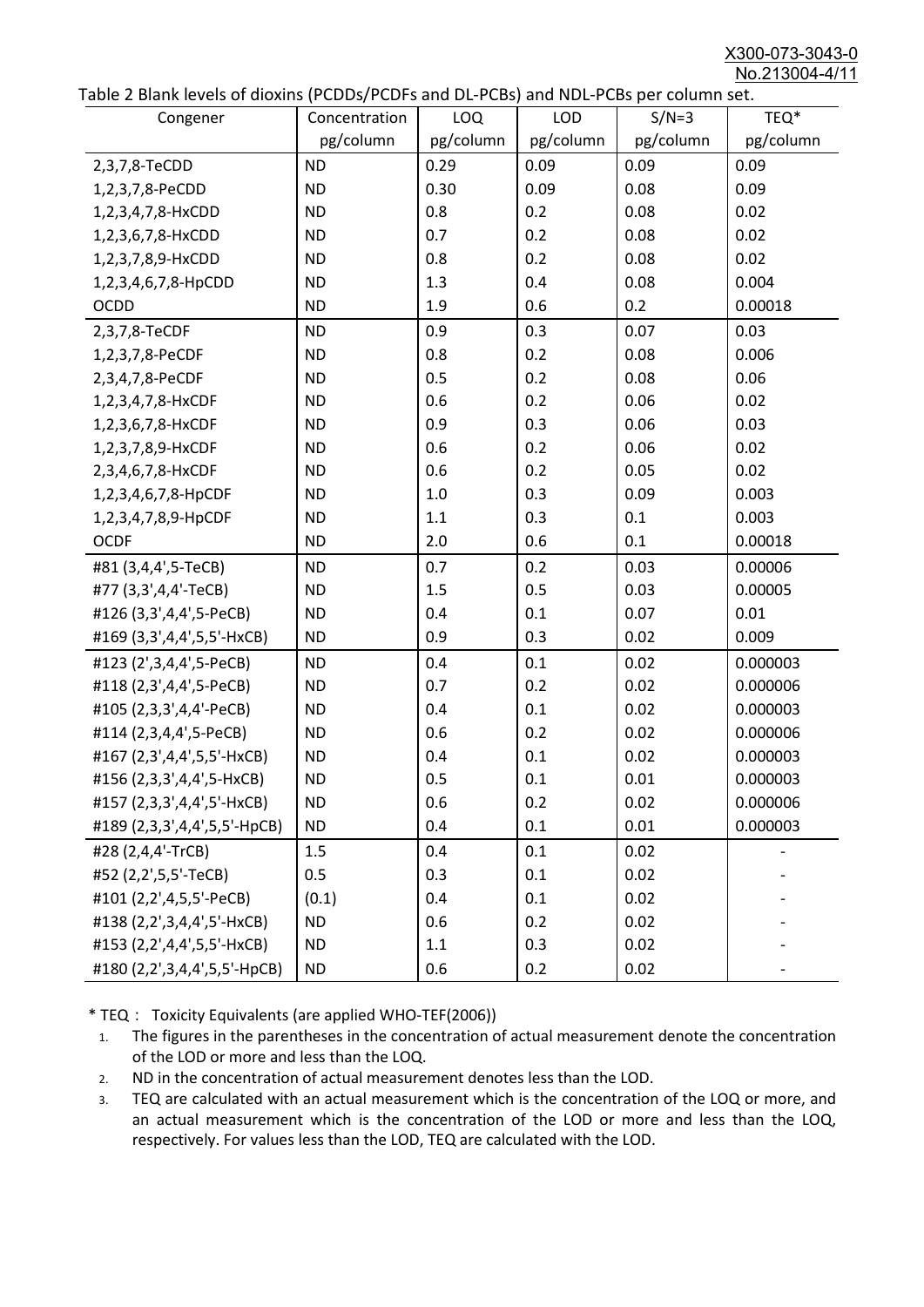Table 2 Blank levels of dioxins (PCDDs/PCDFs and DL-PCBs) and NDL-PCBs per column set.

| Congener | Concentration pg/column | LOQ pg/column | LOD pg/column | S/N=3 pg/column | TEQ* pg/column |
|---|---|---|---|---|---|
| 2,3,7,8-TeCDD | ND | 0.29 | 0.09 | 0.09 | 0.09 |
| 1,2,3,7,8-PeCDD | ND | 0.30 | 0.09 | 0.08 | 0.09 |
| 1,2,3,4,7,8-HxCDD | ND | 0.8 | 0.2 | 0.08 | 0.02 |
| 1,2,3,6,7,8-HxCDD | ND | 0.7 | 0.2 | 0.08 | 0.02 |
| 1,2,3,7,8,9-HxCDD | ND | 0.8 | 0.2 | 0.08 | 0.02 |
| 1,2,3,4,6,7,8-HpCDD | ND | 1.3 | 0.4 | 0.08 | 0.004 |
| OCDD | ND | 1.9 | 0.6 | 0.2 | 0.00018 |
| 2,3,7,8-TeCDF | ND | 0.9 | 0.3 | 0.07 | 0.03 |
| 1,2,3,7,8-PeCDF | ND | 0.8 | 0.2 | 0.08 | 0.006 |
| 2,3,4,7,8-PeCDF | ND | 0.5 | 0.2 | 0.08 | 0.06 |
| 1,2,3,4,7,8-HxCDF | ND | 0.6 | 0.2 | 0.06 | 0.02 |
| 1,2,3,6,7,8-HxCDF | ND | 0.9 | 0.3 | 0.06 | 0.03 |
| 1,2,3,7,8,9-HxCDF | ND | 0.6 | 0.2 | 0.06 | 0.02 |
| 2,3,4,6,7,8-HxCDF | ND | 0.6 | 0.2 | 0.05 | 0.02 |
| 1,2,3,4,6,7,8-HpCDF | ND | 1.0 | 0.3 | 0.09 | 0.003 |
| 1,2,3,4,7,8,9-HpCDF | ND | 1.1 | 0.3 | 0.1 | 0.003 |
| OCDF | ND | 2.0 | 0.6 | 0.1 | 0.00018 |
| #81 (3,4,4',5-TeCB) | ND | 0.7 | 0.2 | 0.03 | 0.00006 |
| #77 (3,3',4,4'-TeCB) | ND | 1.5 | 0.5 | 0.03 | 0.00005 |
| #126 (3,3',4,4',5-PeCB) | ND | 0.4 | 0.1 | 0.07 | 0.01 |
| #169 (3,3',4,4',5,5'-HxCB) | ND | 0.9 | 0.3 | 0.02 | 0.009 |
| #123 (2',3,4,4',5-PeCB) | ND | 0.4 | 0.1 | 0.02 | 0.000003 |
| #118 (2,3',4,4',5-PeCB) | ND | 0.7 | 0.2 | 0.02 | 0.000006 |
| #105 (2,3,3',4,4'-PeCB) | ND | 0.4 | 0.1 | 0.02 | 0.000003 |
| #114 (2,3,4,4',5-PeCB) | ND | 0.6 | 0.2 | 0.02 | 0.000006 |
| #167 (2,3',4,4',5,5'-HxCB) | ND | 0.4 | 0.1 | 0.02 | 0.000003 |
| #156 (2,3,3',4,4',5-HxCB) | ND | 0.5 | 0.1 | 0.01 | 0.000003 |
| #157 (2,3,3',4,4',5'-HxCB) | ND | 0.6 | 0.2 | 0.02 | 0.000006 |
| #189 (2,3,3',4,4',5,5'-HpCB) | ND | 0.4 | 0.1 | 0.01 | 0.000003 |
| #28 (2,4,4'-TrCB) | 1.5 | 0.4 | 0.1 | 0.02 | - |
| #52 (2,2',5,5'-TeCB) | 0.5 | 0.3 | 0.1 | 0.02 | - |
| #101 (2,2',4,5,5'-PeCB) | (0.1) | 0.4 | 0.1 | 0.02 | - |
| #138 (2,2',3,4,4',5'-HxCB) | ND | 0.6 | 0.2 | 0.02 | - |
| #153 (2,2',4,4',5,5'-HxCB) | ND | 1.1 | 0.3 | 0.02 | - |
| #180 (2,2',3,4,4',5,5'-HpCB) | ND | 0.6 | 0.2 | 0.02 | - |

\* TEQ： Toxicity Equivalents (are applied WHO-TEF(2006))

1. The figures in the parentheses in the concentration of actual measurement denote the concentration of the LOD or more and less than the LOQ.
2. ND in the concentration of actual measurement denotes less than the LOD.
3. TEQ are calculated with an actual measurement which is the concentration of the LOQ or more, and an actual measurement which is the concentration of the LOD or more and less than the LOQ, respectively. For values less than the LOD, TEQ are calculated with the LOD.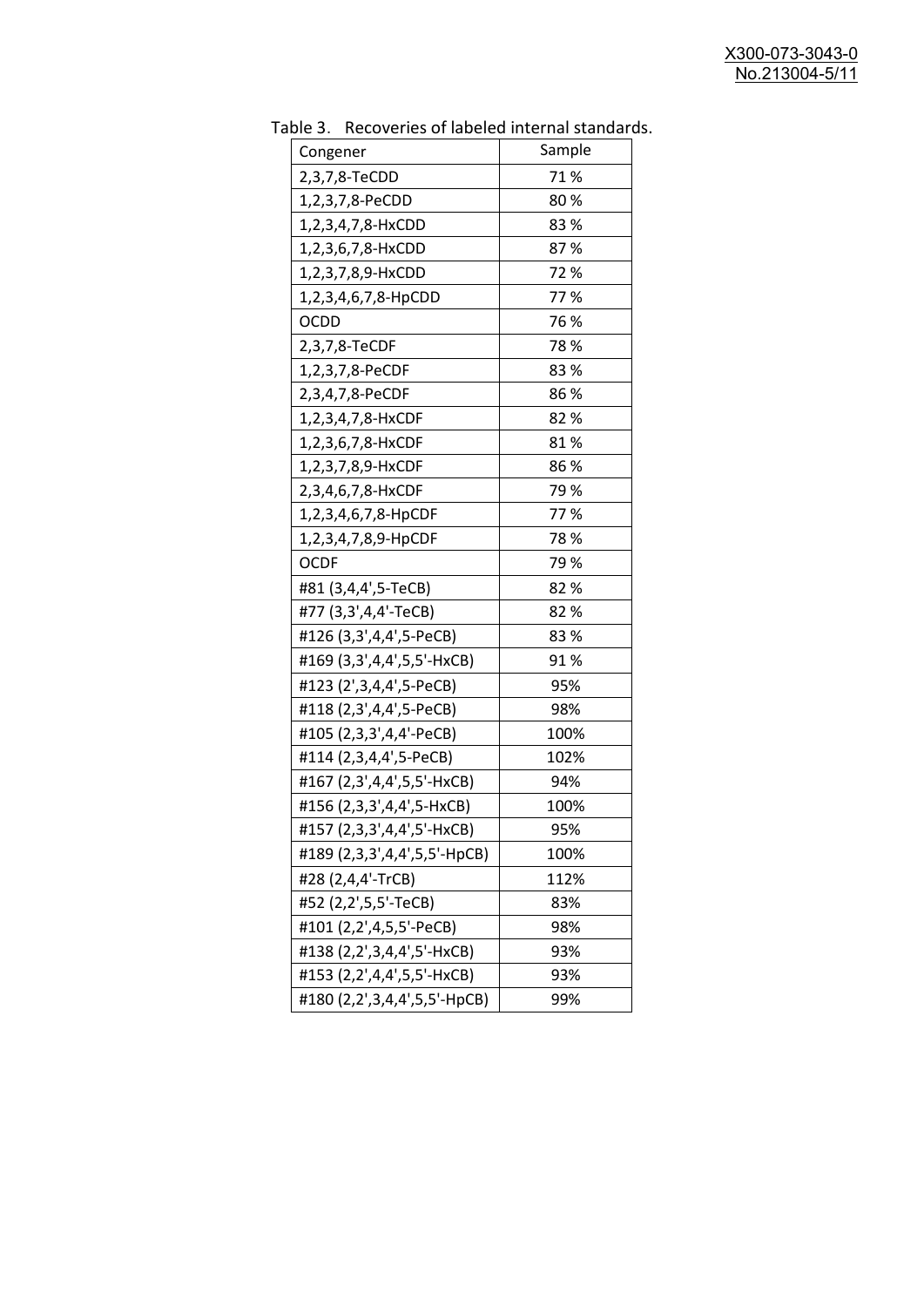Table 3. Recoveries of labeled internal standards.

| Congener | Sample |
|---|---|
| 2,3,7,8-TeCDD | 71 % |
| 1,2,3,7,8-PeCDD | 80 % |
| 1,2,3,4,7,8-HxCDD | 83 % |
| 1,2,3,6,7,8-HxCDD | 87 % |
| 1,2,3,7,8,9-HxCDD | 72 % |
| 1,2,3,4,6,7,8-HpCDD | 77 % |
| OCDD | 76 % |
| 2,3,7,8-TeCDF | 78 % |
| 1,2,3,7,8-PeCDF | 83 % |
| 2,3,4,7,8-PeCDF | 86 % |
| 1,2,3,4,7,8-HxCDF | 82 % |
| 1,2,3,6,7,8-HxCDF | 81 % |
| 1,2,3,7,8,9-HxCDF | 86 % |
| 2,3,4,6,7,8-HxCDF | 79 % |
| 1,2,3,4,6,7,8-HpCDF | 77 % |
| 1,2,3,4,7,8,9-HpCDF | 78 % |
| OCDF | 79 % |
| #81 (3,4,4',5-TeCB) | 82 % |
| #77 (3,3',4,4'-TeCB) | 82 % |
| #126 (3,3',4,4',5-PeCB) | 83 % |
| #169 (3,3',4,4',5,5'-HxCB) | 91 % |
| #123 (2',3,4,4',5-PeCB) | 95% |
| #118 (2,3',4,4',5-PeCB) | 98% |
| #105 (2,3,3',4,4'-PeCB) | 100% |
| #114 (2,3,4,4',5-PeCB) | 102% |
| #167 (2,3',4,4',5,5'-HxCB) | 94% |
| #156 (2,3,3',4,4',5-HxCB) | 100% |
| #157 (2,3,3',4,4',5'-HxCB) | 95% |
| #189 (2,3,3',4,4',5,5'-HpCB) | 100% |
| #28 (2,4,4'-TrCB) | 112% |
| #52 (2,2',5,5'-TeCB) | 83% |
| #101 (2,2',4,5,5'-PeCB) | 98% |
| #138 (2,2',3,4,4',5'-HxCB) | 93% |
| #153 (2,2',4,4',5,5'-HxCB) | 93% |
| #180 (2,2',3,4,4',5,5'-HpCB) | 99% |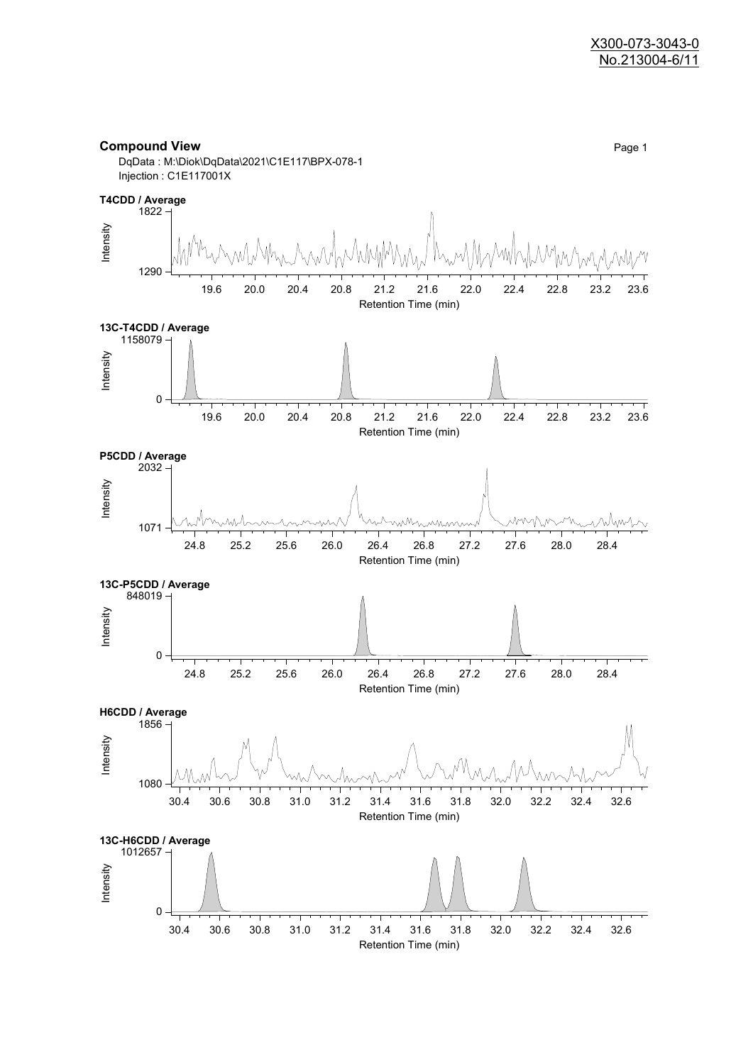X300-073-3043-0
No.213004-6/11

**Compound View**

DqData : M:\Diok\DqData\2021\C1E117\BPX-078-1
Injection : C1E117001X

**T4CDD / Average**

Intensity: 1290 – 1822
Retention Time (min): 19.6, 20.0, 20.4, 20.8, 21.2, 21.6, 22.0, 22.4, 22.8, 23.2, 23.6

**13C-T4CDD / Average**

Intensity: 0 – 1158079
Retention Time (min): 19.6, 20.0, 20.4, 20.8, 21.2, 21.6, 22.0, 22.4, 22.8, 23.2, 23.6

**P5CDD / Average**

Intensity: 1071 – 2032
Retention Time (min): 24.8, 25.2, 25.6, 26.0, 26.4, 26.8, 27.2, 27.6, 28.0, 28.4

**13C-P5CDD / Average**

Intensity: 0 – 848019
Retention Time (min): 24.8, 25.2, 25.6, 26.0, 26.4, 26.8, 27.2, 27.6, 28.0, 28.4

**H6CDD / Average**

Intensity: 1080 – 1856
Retention Time (min): 30.4, 30.6, 30.8, 31.0, 31.2, 31.4, 31.6, 31.8, 32.0, 32.2, 32.4, 32.6

**13C-H6CDD / Average**

Intensity: 0 – 1012657
Retention Time (min): 30.4, 30.6, 30.8, 31.0, 31.2, 31.4, 31.6, 31.8, 32.0, 32.2, 32.4, 32.6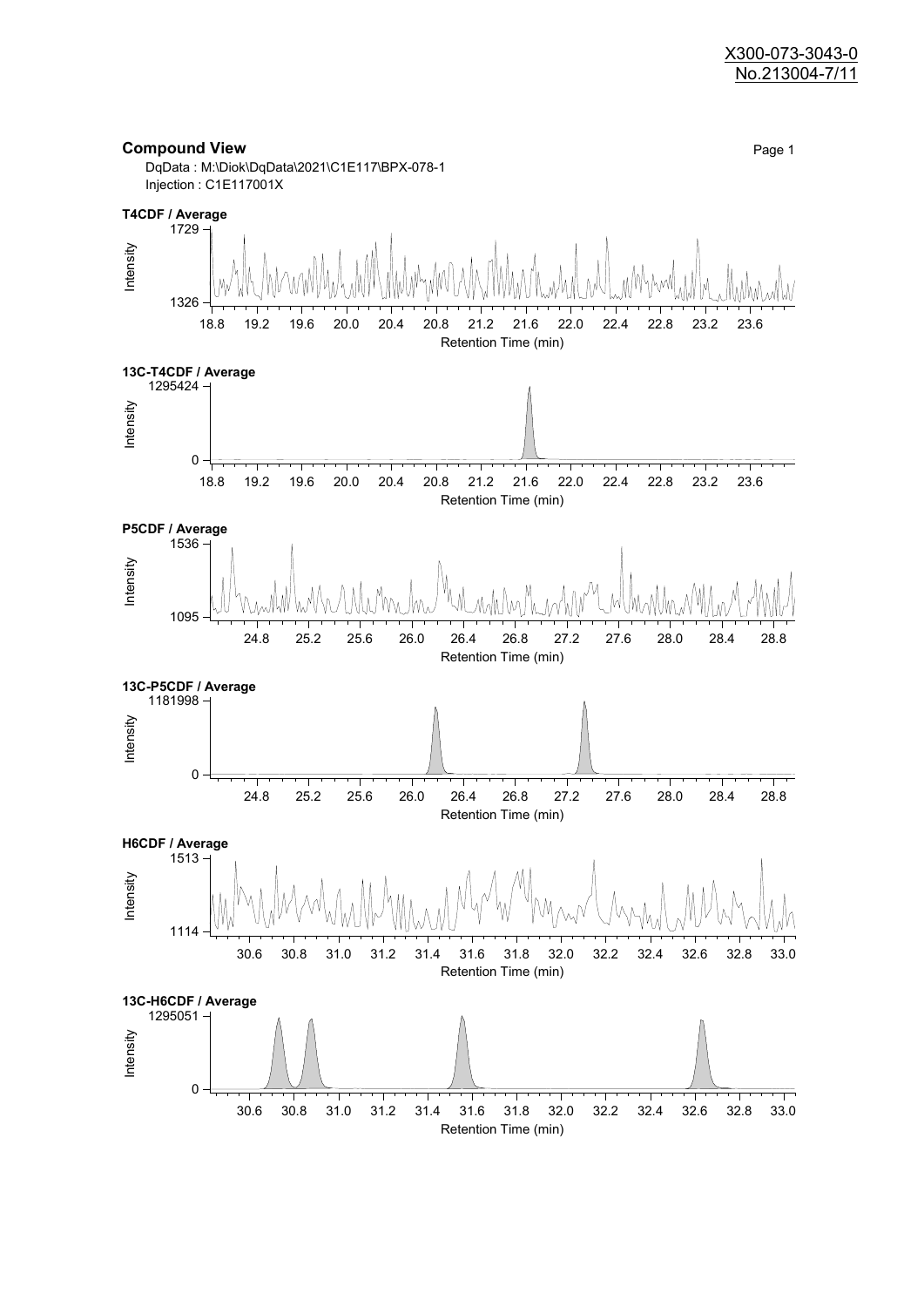X300-073-3043-0
No.213004-7/11

## Compound View

Page 1

DqData : M:\Diok\DqData\2021\C1E117\BPX-078-1
Injection : C1E117001X

**T4CDF / Average**

Intensity: 1326 – 1729
Retention Time (min): 18.8 19.2 19.6 20.0 20.4 20.8 21.2 21.6 22.0 22.4 22.8 23.2 23.6

**13C-T4CDF / Average**

Intensity: 0 – 1295424
Retention Time (min): 18.8 19.2 19.6 20.0 20.4 20.8 21.2 21.6 22.0 22.4 22.8 23.2 23.6

**P5CDF / Average**

Intensity: 1095 – 1536
Retention Time (min): 24.8 25.2 25.6 26.0 26.4 26.8 27.2 27.6 28.0 28.4 28.8

**13C-P5CDF / Average**

Intensity: 0 – 1181998
Retention Time (min): 24.8 25.2 25.6 26.0 26.4 26.8 27.2 27.6 28.0 28.4 28.8

**H6CDF / Average**

Intensity: 1114 – 1513
Retention Time (min): 30.6 30.8 31.0 31.2 31.4 31.6 31.8 32.0 32.2 32.4 32.6 32.8 33.0

**13C-H6CDF / Average**

Intensity: 0 – 1295051
Retention Time (min): 30.6 30.8 31.0 31.2 31.4 31.6 31.8 32.0 32.2 32.4 32.6 32.8 33.0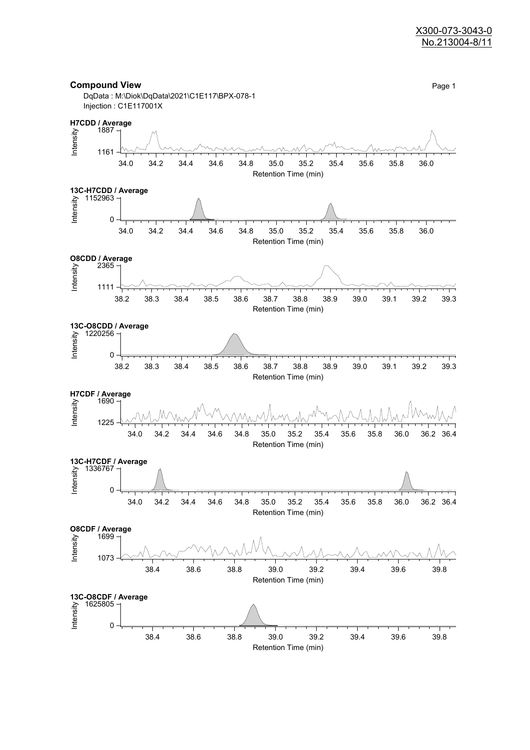X300-073-3043-0
No.213004-8/11

## Compound View

DqData : M:\Diok\DqData\2021\C1E117\BPX-078-1
Injection : C1E117001X

**H7CDD / Average**

Intensity: 1161 – 1887
Retention Time (min): 34.0 – 36.0

**13C-H7CDD / Average**

Intensity: 0 – 1152963
Retention Time (min): 34.0 – 36.0

**O8CDD / Average**

Intensity: 1111 – 2365
Retention Time (min): 38.2 – 39.3

**13C-O8CDD / Average**

Intensity: 0 – 1220256
Retention Time (min): 38.2 – 39.3

**H7CDF / Average**

Intensity: 1225 – 1690
Retention Time (min): 34.0 – 36.4

**13C-H7CDF / Average**

Intensity: 0 – 1336767
Retention Time (min): 34.0 – 36.4

**O8CDF / Average**

Intensity: 1073 – 1699
Retention Time (min): 38.4 – 39.8

**13C-O8CDF / Average**

Intensity: 0 – 1625805
Retention Time (min): 38.4 – 39.8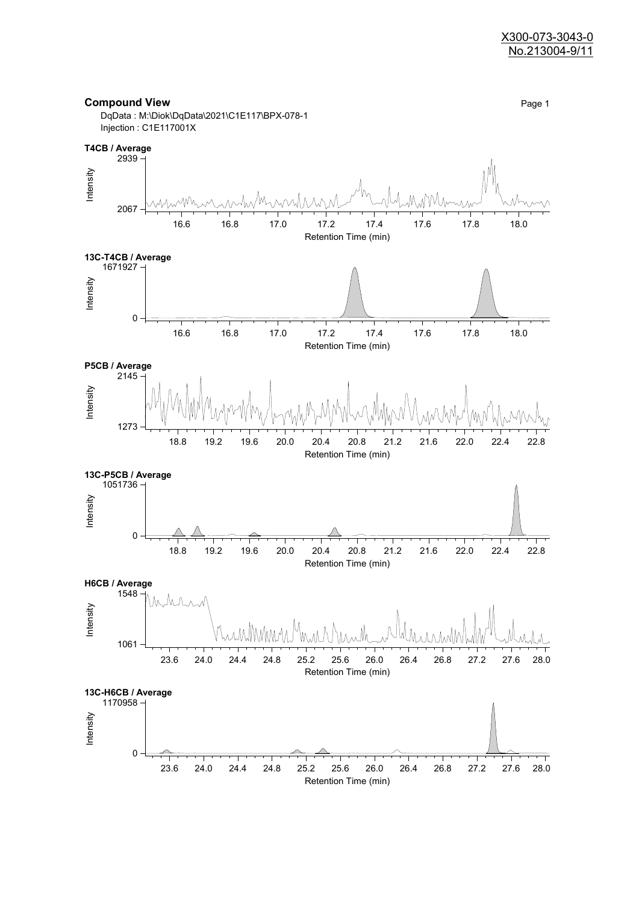X300-073-3043-0
No.213004-9/11

## Compound View

DqData : M:\Diok\DqData\2021\C1E117\BPX-078-1
Injection : C1E117001X

**T4CB / Average**

Intensity: 2067 – 2939
Retention Time (min): 16.6, 16.8, 17.0, 17.2, 17.4, 17.6, 17.8, 18.0

**13C-T4CB / Average**

Intensity: 0 – 1671927
Retention Time (min): 16.6, 16.8, 17.0, 17.2, 17.4, 17.6, 17.8, 18.0

**P5CB / Average**

Intensity: 1273 – 2145
Retention Time (min): 18.8, 19.2, 19.6, 20.0, 20.4, 20.8, 21.2, 21.6, 22.0, 22.4, 22.8

**13C-P5CB / Average**

Intensity: 0 – 1051736
Retention Time (min): 18.8, 19.2, 19.6, 20.0, 20.4, 20.8, 21.2, 21.6, 22.0, 22.4, 22.8

**H6CB / Average**

Intensity: 1061 – 1548
Retention Time (min): 23.6, 24.0, 24.4, 24.8, 25.2, 25.6, 26.0, 26.4, 26.8, 27.2, 27.6, 28.0

**13C-H6CB / Average**

Intensity: 0 – 1170958
Retention Time (min): 23.6, 24.0, 24.4, 24.8, 25.2, 25.6, 26.0, 26.4, 26.8, 27.2, 27.6, 28.0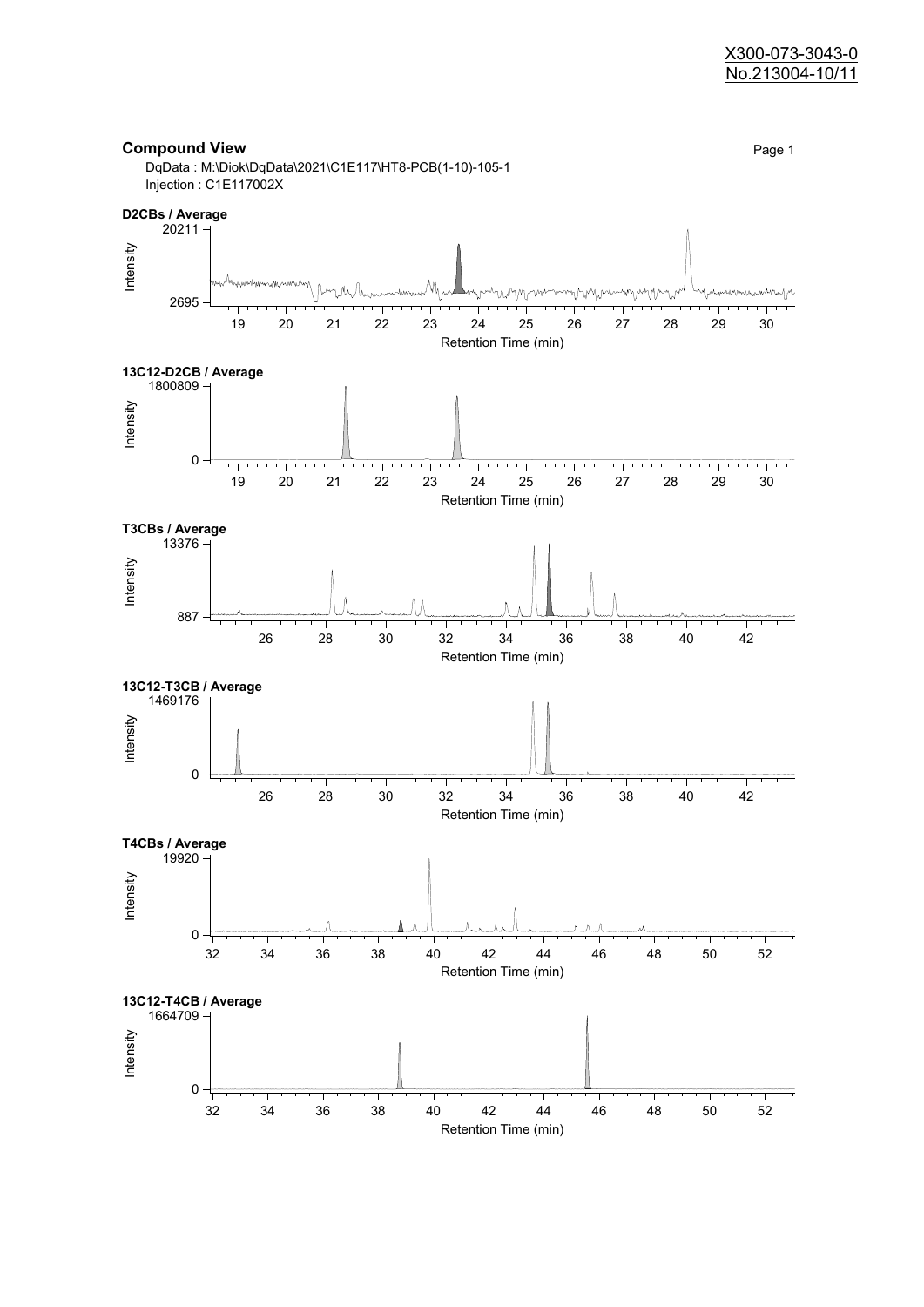X300-073-3043-0
No.213004-10/11

## Compound View

DqData : M:\Diok\DqData\2021\C1E117\HT8-PCB(1-10)-105-1
Injection : C1E117002X

**D2CBs / Average**

Intensity: 2695 – 20211; Retention Time (min): 19 – 30

**13C12-D2CB / Average**

Intensity: 0 – 1800809; Retention Time (min): 19 – 30

**T3CBs / Average**

Intensity: 887 – 13376; Retention Time (min): 26 – 42

**13C12-T3CB / Average**

Intensity: 0 – 1469176; Retention Time (min): 26 – 42

**T4CBs / Average**

Intensity: 0 – 19920; Retention Time (min): 32 – 52

**13C12-T4CB / Average**

Intensity: 0 – 1664709; Retention Time (min): 32 – 52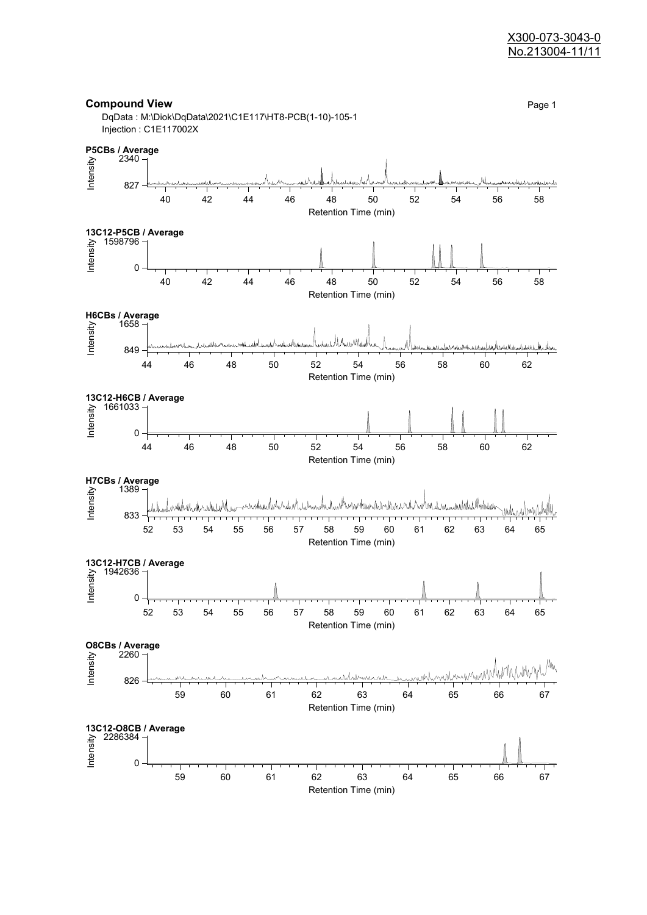X300-073-3043-0
No.213004-11/11

**Compound View**

Page 1

DqData : M:\Diok\DqData\2021\C1E117\HT8-PCB(1-10)-105-1
Injection : C1E117002X

**P5CBs / Average**

Intensity
2340
827
40 42 44 46 48 50 52 54 56 58
Retention Time (min)

**13C12-P5CB / Average**

Intensity
1598796
0
40 42 44 46 48 50 52 54 56 58
Retention Time (min)

**H6CBs / Average**

Intensity
1658
849
44 46 48 50 52 54 56 58 60 62
Retention Time (min)

**13C12-H6CB / Average**

Intensity
1661033
0
44 46 48 50 52 54 56 58 60 62
Retention Time (min)

**H7CBs / Average**

Intensity
1389
833
52 53 54 55 56 57 58 59 60 61 62 63 64 65
Retention Time (min)

**13C12-H7CB / Average**

Intensity
1942636
0
52 53 54 55 56 57 58 59 60 61 62 63 64 65
Retention Time (min)

**O8CBs / Average**

Intensity
2260
826
59 60 61 62 63 64 65 66 67
Retention Time (min)

**13C12-O8CB / Average**

Intensity
2286384
0
59 60 61 62 63 64 65 66 67
Retention Time (min)